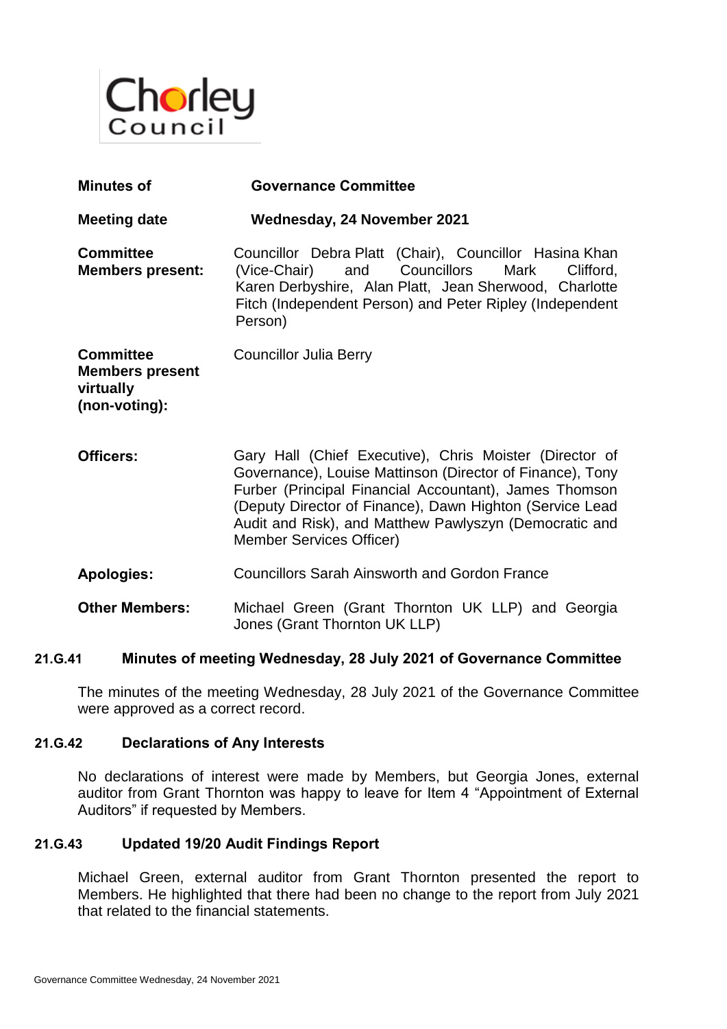Chorley Council

| | |
|---|---|
| **Minutes of** | **Governance Committee** |
| **Meeting date** | **Wednesday, 24 November 2021** |
| **Committee Members present:** | Councillor Debra Platt (Chair), Councillor Hasina Khan (Vice-Chair) and Councillors Mark Clifford, Karen Derbyshire, Alan Platt, Jean Sherwood, Charlotte Fitch (Independent Person) and Peter Ripley (Independent Person) |
| **Committee Members present virtually (non-voting):** | Councillor Julia Berry |
| **Officers:** | Gary Hall (Chief Executive), Chris Moister (Director of Governance), Louise Mattinson (Director of Finance), Tony Furber (Principal Financial Accountant), James Thomson (Deputy Director of Finance), Dawn Highton (Service Lead Audit and Risk), and Matthew Pawlyszyn (Democratic and Member Services Officer) |
| **Apologies:** | Councillors Sarah Ainsworth and Gordon France |
| **Other Members:** | Michael Green (Grant Thornton UK LLP) and Georgia Jones (Grant Thornton UK LLP) |

### 21.G.41 Minutes of meeting Wednesday, 28 July 2021 of Governance Committee

The minutes of the meeting Wednesday, 28 July 2021 of the Governance Committee were approved as a correct record.

### 21.G.42 Declarations of Any Interests

No declarations of interest were made by Members, but Georgia Jones, external auditor from Grant Thornton was happy to leave for Item 4 "Appointment of External Auditors" if requested by Members.

### 21.G.43 Updated 19/20 Audit Findings Report

Michael Green, external auditor from Grant Thornton presented the report to Members. He highlighted that there had been no change to the report from July 2021 that related to the financial statements.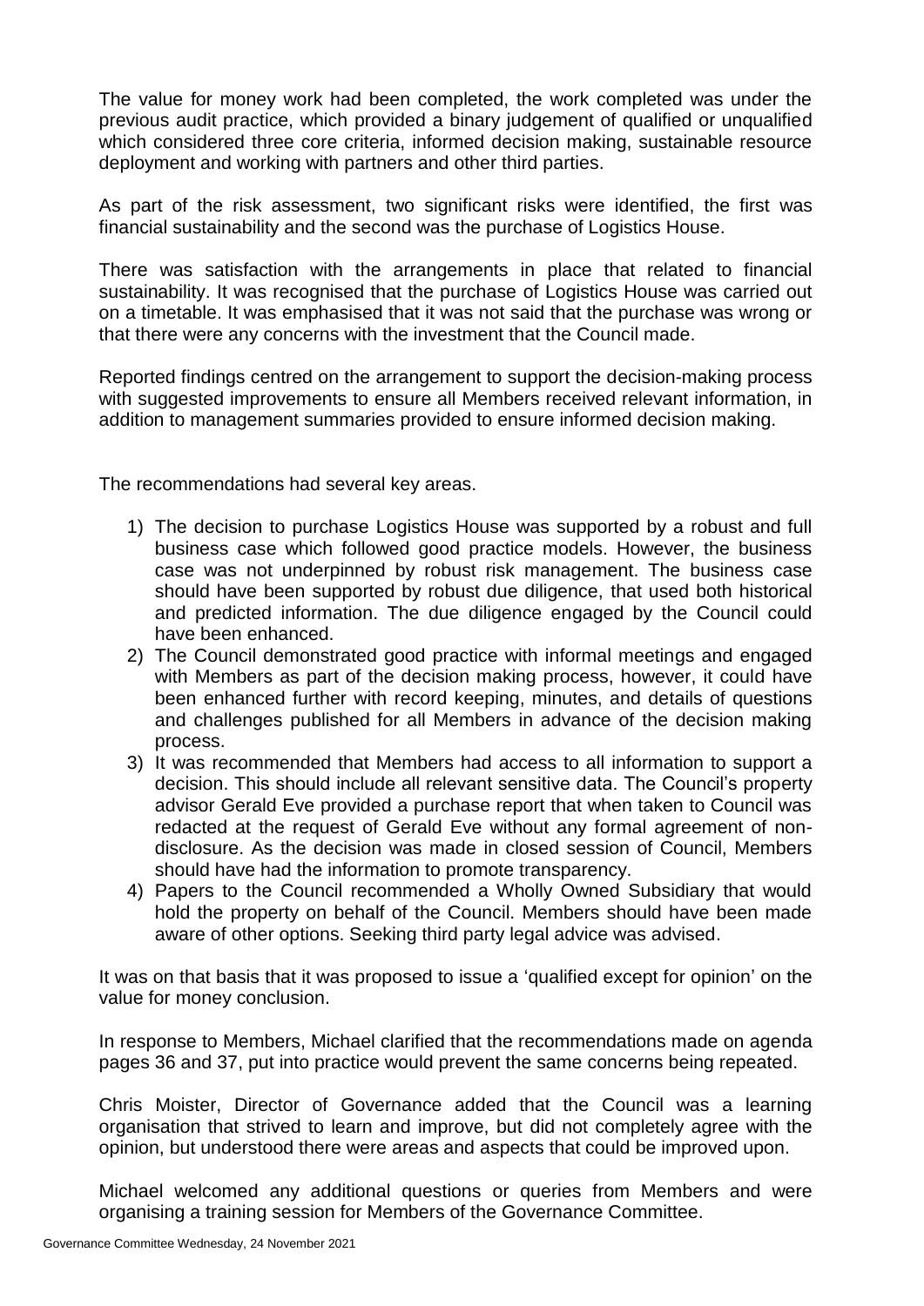The value for money work had been completed, the work completed was under the previous audit practice, which provided a binary judgement of qualified or unqualified which considered three core criteria, informed decision making, sustainable resource deployment and working with partners and other third parties.

As part of the risk assessment, two significant risks were identified, the first was financial sustainability and the second was the purchase of Logistics House.

There was satisfaction with the arrangements in place that related to financial sustainability. It was recognised that the purchase of Logistics House was carried out on a timetable. It was emphasised that it was not said that the purchase was wrong or that there were any concerns with the investment that the Council made.

Reported findings centred on the arrangement to support the decision-making process with suggested improvements to ensure all Members received relevant information, in addition to management summaries provided to ensure informed decision making.

The recommendations had several key areas.

1) The decision to purchase Logistics House was supported by a robust and full business case which followed good practice models. However, the business case was not underpinned by robust risk management. The business case should have been supported by robust due diligence, that used both historical and predicted information. The due diligence engaged by the Council could have been enhanced.
2) The Council demonstrated good practice with informal meetings and engaged with Members as part of the decision making process, however, it could have been enhanced further with record keeping, minutes, and details of questions and challenges published for all Members in advance of the decision making process.
3) It was recommended that Members had access to all information to support a decision. This should include all relevant sensitive data. The Council's property advisor Gerald Eve provided a purchase report that when taken to Council was redacted at the request of Gerald Eve without any formal agreement of non-disclosure. As the decision was made in closed session of Council, Members should have had the information to promote transparency.
4) Papers to the Council recommended a Wholly Owned Subsidiary that would hold the property on behalf of the Council. Members should have been made aware of other options. Seeking third party legal advice was advised.

It was on that basis that it was proposed to issue a 'qualified except for opinion' on the value for money conclusion.

In response to Members, Michael clarified that the recommendations made on agenda pages 36 and 37, put into practice would prevent the same concerns being repeated.

Chris Moister, Director of Governance added that the Council was a learning organisation that strived to learn and improve, but did not completely agree with the opinion, but understood there were areas and aspects that could be improved upon.

Michael welcomed any additional questions or queries from Members and were organising a training session for Members of the Governance Committee.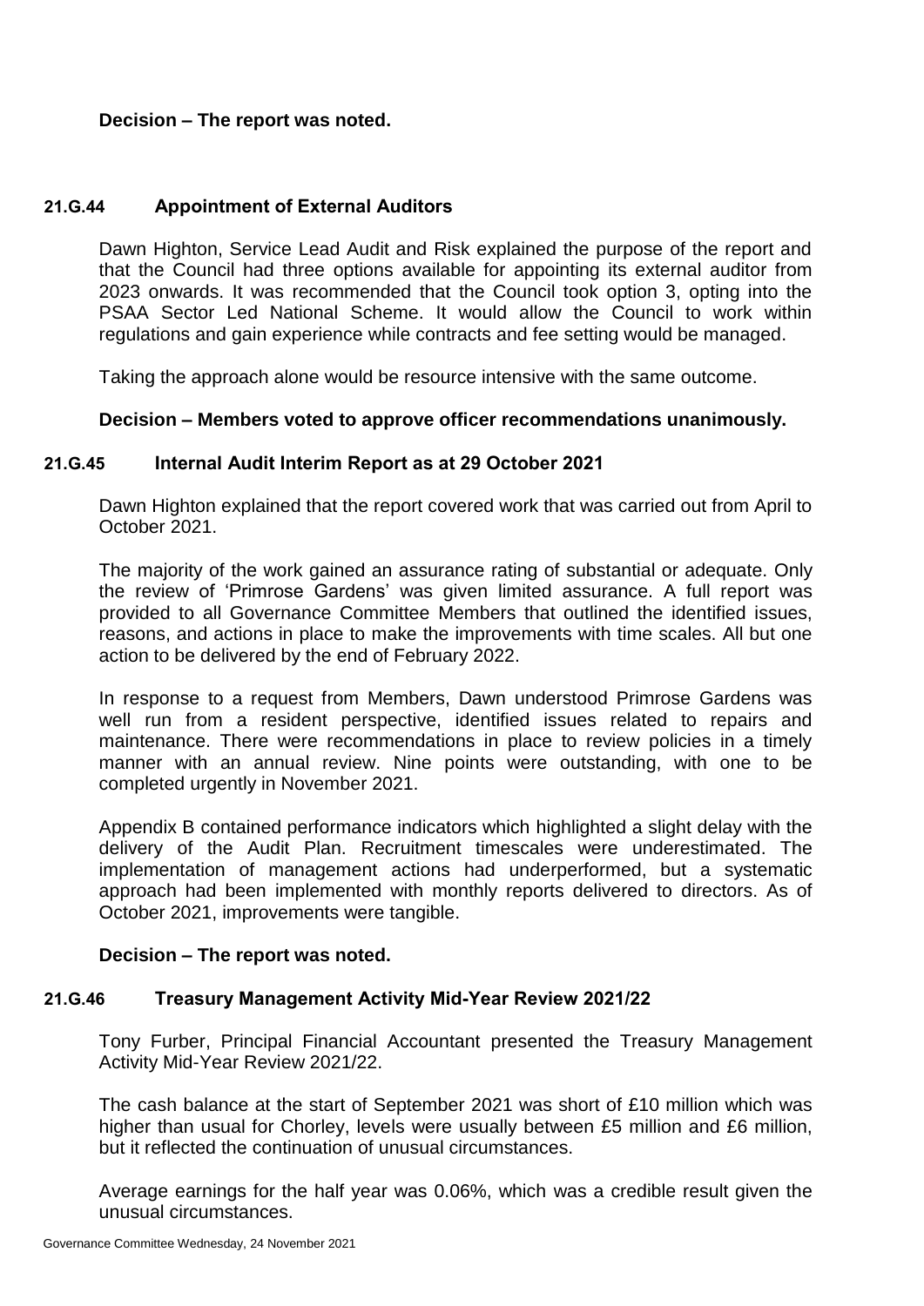**Decision – The report was noted.**

### 21.G.44 Appointment of External Auditors

Dawn Highton, Service Lead Audit and Risk explained the purpose of the report and that the Council had three options available for appointing its external auditor from 2023 onwards. It was recommended that the Council took option 3, opting into the PSAA Sector Led National Scheme. It would allow the Council to work within regulations and gain experience while contracts and fee setting would be managed.

Taking the approach alone would be resource intensive with the same outcome.

**Decision – Members voted to approve officer recommendations unanimously.**

### 21.G.45 Internal Audit Interim Report as at 29 October 2021

Dawn Highton explained that the report covered work that was carried out from April to October 2021.

The majority of the work gained an assurance rating of substantial or adequate. Only the review of 'Primrose Gardens' was given limited assurance. A full report was provided to all Governance Committee Members that outlined the identified issues, reasons, and actions in place to make the improvements with time scales. All but one action to be delivered by the end of February 2022.

In response to a request from Members, Dawn understood Primrose Gardens was well run from a resident perspective, identified issues related to repairs and maintenance. There were recommendations in place to review policies in a timely manner with an annual review. Nine points were outstanding, with one to be completed urgently in November 2021.

Appendix B contained performance indicators which highlighted a slight delay with the delivery of the Audit Plan. Recruitment timescales were underestimated. The implementation of management actions had underperformed, but a systematic approach had been implemented with monthly reports delivered to directors. As of October 2021, improvements were tangible.

**Decision – The report was noted.**

### 21.G.46 Treasury Management Activity Mid-Year Review 2021/22

Tony Furber, Principal Financial Accountant presented the Treasury Management Activity Mid-Year Review 2021/22.

The cash balance at the start of September 2021 was short of £10 million which was higher than usual for Chorley, levels were usually between £5 million and £6 million, but it reflected the continuation of unusual circumstances.

Average earnings for the half year was 0.06%, which was a credible result given the unusual circumstances.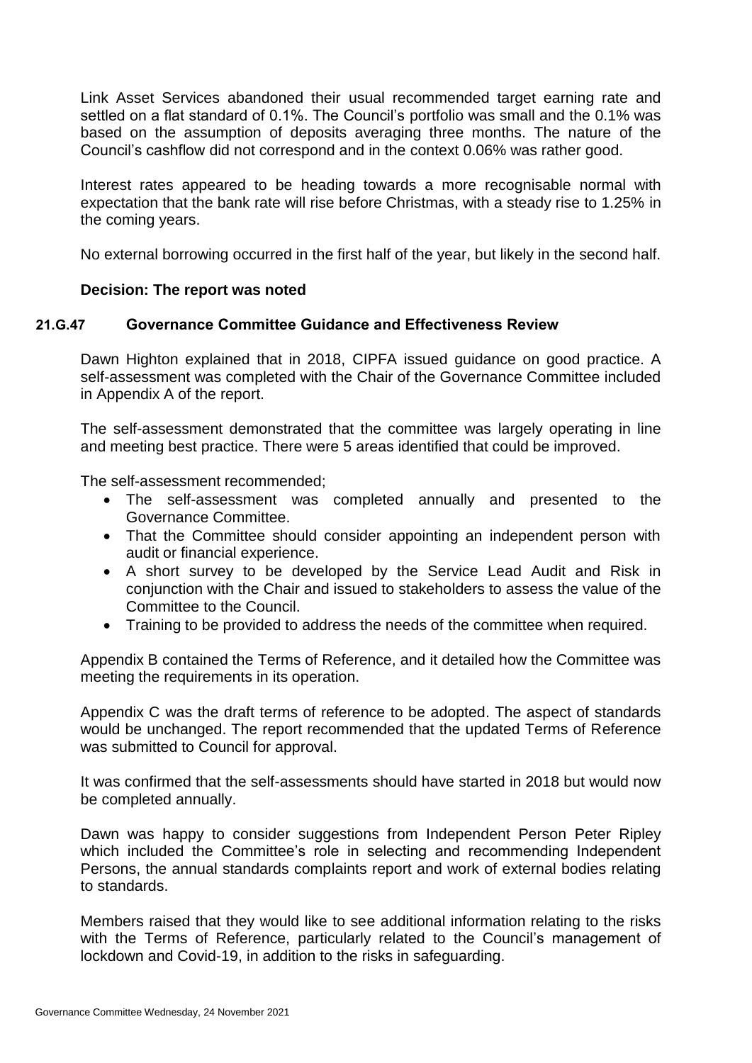Link Asset Services abandoned their usual recommended target earning rate and settled on a flat standard of 0.1%. The Council's portfolio was small and the 0.1% was based on the assumption of deposits averaging three months. The nature of the Council's cashflow did not correspond and in the context 0.06% was rather good.

Interest rates appeared to be heading towards a more recognisable normal with expectation that the bank rate will rise before Christmas, with a steady rise to 1.25% in the coming years.

No external borrowing occurred in the first half of the year, but likely in the second half.

**Decision: The report was noted**

### 21.G.47 Governance Committee Guidance and Effectiveness Review

Dawn Highton explained that in 2018, CIPFA issued guidance on good practice. A self-assessment was completed with the Chair of the Governance Committee included in Appendix A of the report.

The self-assessment demonstrated that the committee was largely operating in line and meeting best practice. There were 5 areas identified that could be improved.

The self-assessment recommended;

- The self-assessment was completed annually and presented to the Governance Committee.
- That the Committee should consider appointing an independent person with audit or financial experience.
- A short survey to be developed by the Service Lead Audit and Risk in conjunction with the Chair and issued to stakeholders to assess the value of the Committee to the Council.
- Training to be provided to address the needs of the committee when required.

Appendix B contained the Terms of Reference, and it detailed how the Committee was meeting the requirements in its operation.

Appendix C was the draft terms of reference to be adopted. The aspect of standards would be unchanged. The report recommended that the updated Terms of Reference was submitted to Council for approval.

It was confirmed that the self-assessments should have started in 2018 but would now be completed annually.

Dawn was happy to consider suggestions from Independent Person Peter Ripley which included the Committee's role in selecting and recommending Independent Persons, the annual standards complaints report and work of external bodies relating to standards.

Members raised that they would like to see additional information relating to the risks with the Terms of Reference, particularly related to the Council's management of lockdown and Covid-19, in addition to the risks in safeguarding.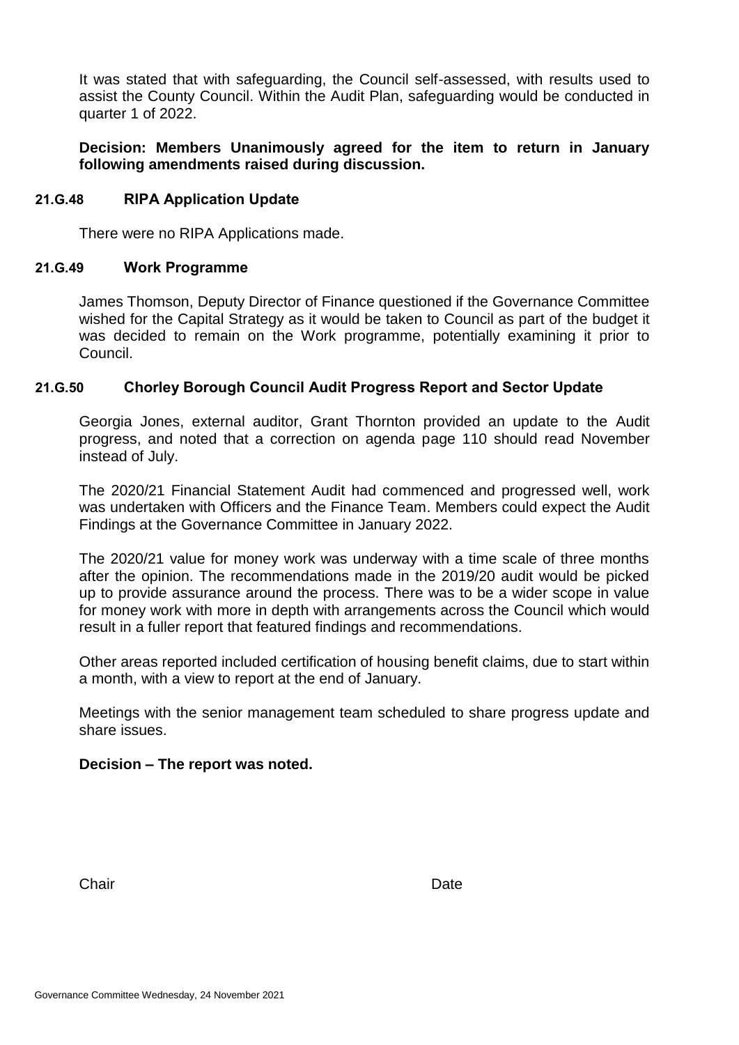It was stated that with safeguarding, the Council self-assessed, with results used to assist the County Council. Within the Audit Plan, safeguarding would be conducted in quarter 1 of 2022.

**Decision: Members Unanimously agreed for the item to return in January following amendments raised during discussion.**

### 21.G.48 RIPA Application Update

There were no RIPA Applications made.

### 21.G.49 Work Programme

James Thomson, Deputy Director of Finance questioned if the Governance Committee wished for the Capital Strategy as it would be taken to Council as part of the budget it was decided to remain on the Work programme, potentially examining it prior to Council.

### 21.G.50 Chorley Borough Council Audit Progress Report and Sector Update

Georgia Jones, external auditor, Grant Thornton provided an update to the Audit progress, and noted that a correction on agenda page 110 should read November instead of July.

The 2020/21 Financial Statement Audit had commenced and progressed well, work was undertaken with Officers and the Finance Team. Members could expect the Audit Findings at the Governance Committee in January 2022.

The 2020/21 value for money work was underway with a time scale of three months after the opinion. The recommendations made in the 2019/20 audit would be picked up to provide assurance around the process. There was to be a wider scope in value for money work with more in depth with arrangements across the Council which would result in a fuller report that featured findings and recommendations.

Other areas reported included certification of housing benefit claims, due to start within a month, with a view to report at the end of January.

Meetings with the senior management team scheduled to share progress update and share issues.

**Decision – The report was noted.**

Chair Date